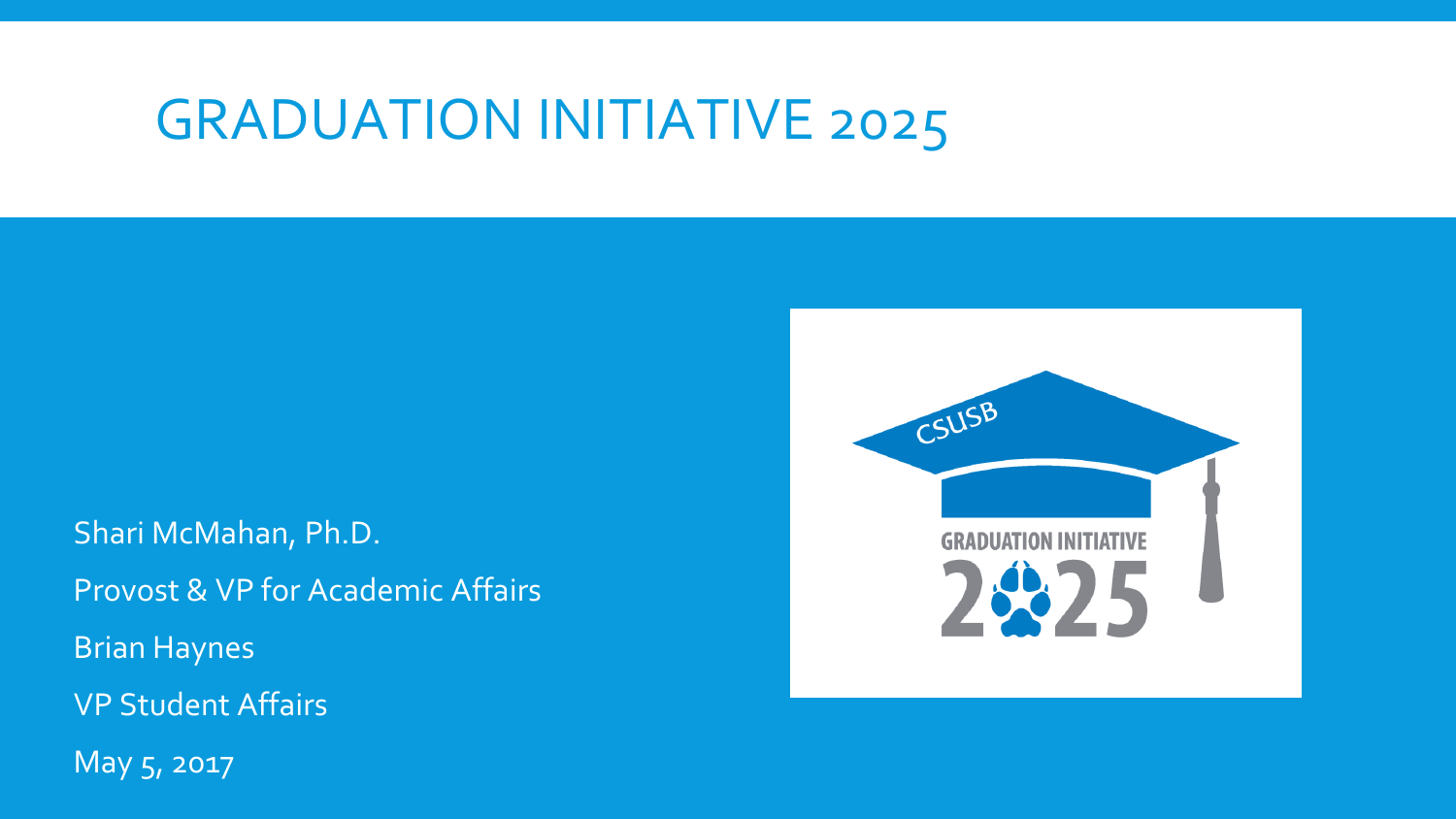# GRADUATION INITIATIVE 2025

Shari McMahan, Ph.D.

Provost & VP for Academic Affairs

Brian Haynes

VP Student Affairs

May 5, 2017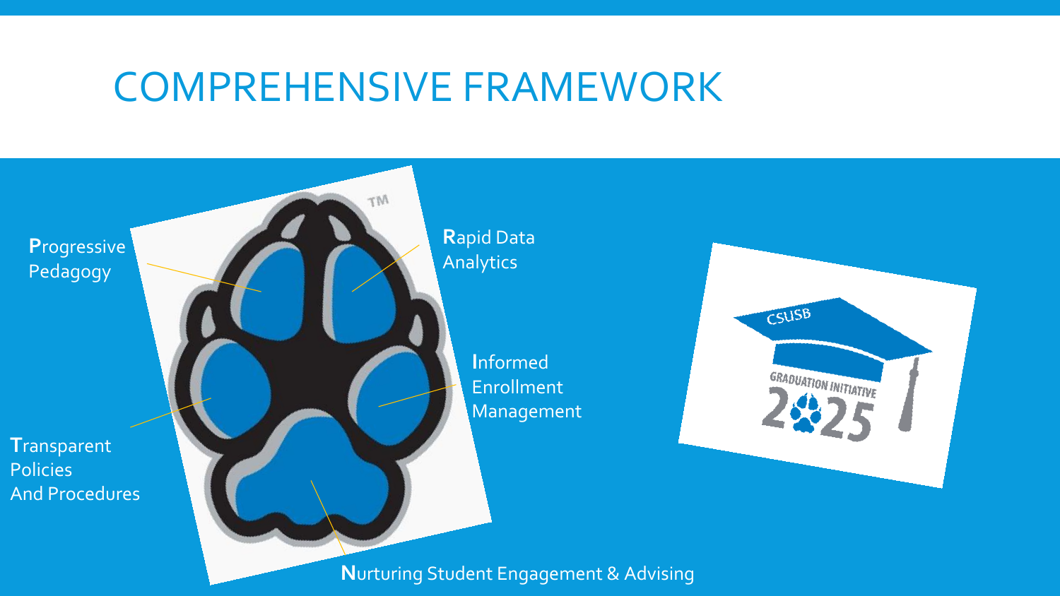# COMPREHENSIVE FRAMEWORK

**P**rogressive Pedagogy

**R**apid Data Analytics

**I**nformed Enrollment Management

**T**ransparent Policies And Procedures

**N**urturing Student Engagement & Advising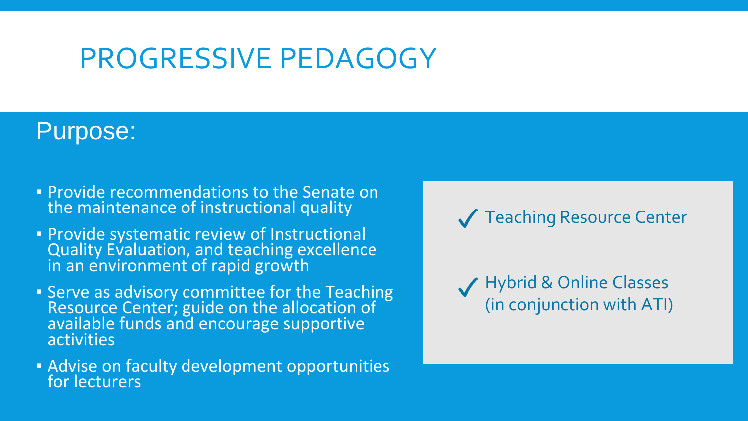# PROGRESSIVE PEDAGOGY

## Purpose:

- Provide recommendations to the Senate on the maintenance of instructional quality
- Provide systematic review of Instructional Quality Evaluation, and teaching excellence in an environment of rapid growth
- Serve as advisory committee for the Teaching Resource Center; guide on the allocation of available funds and encourage supportive activities
- Advise on faculty development opportunities for lecturers

✓ Teaching Resource Center

✓ Hybrid & Online Classes (in conjunction with ATI)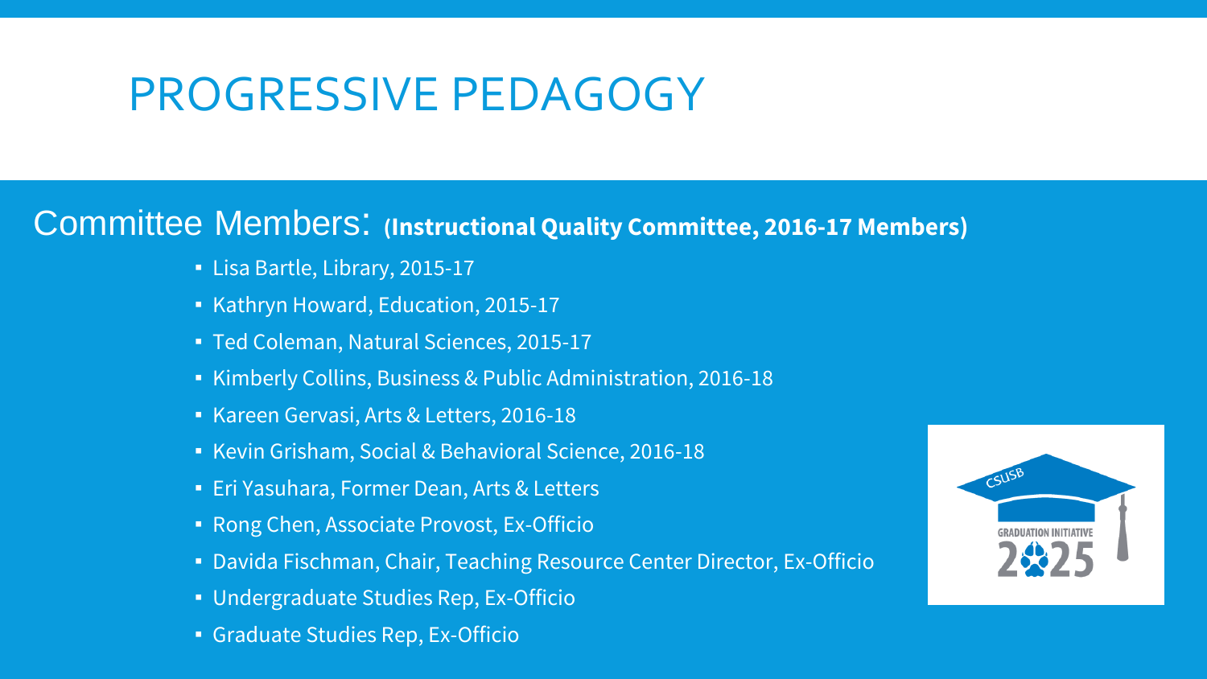# PROGRESSIVE PEDAGOGY

## Committee Members: **(Instructional Quality Committee, 2016-17 Members)**

- Lisa Bartle, Library, 2015-17
- Kathryn Howard, Education, 2015-17
- Ted Coleman, Natural Sciences, 2015-17
- Kimberly Collins, Business & Public Administration, 2016-18
- Kareen Gervasi, Arts & Letters, 2016-18
- Kevin Grisham, Social & Behavioral Science, 2016-18
- Eri Yasuhara, Former Dean, Arts & Letters
- Rong Chen, Associate Provost, Ex-Officio
- Davida Fischman, Chair, Teaching Resource Center Director, Ex-Officio
- Undergraduate Studies Rep, Ex-Officio
- Graduate Studies Rep, Ex-Officio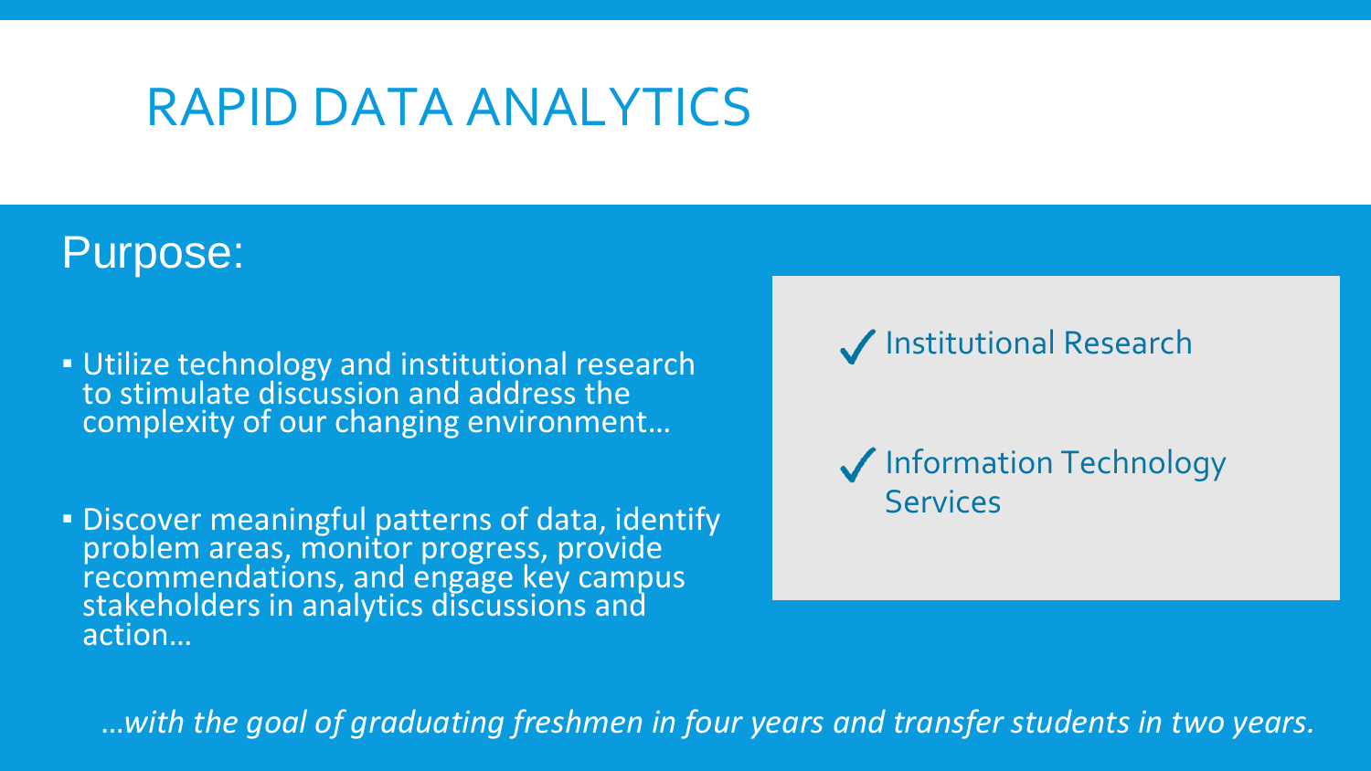# RAPID DATA ANALYTICS

## Purpose:

- Utilize technology and institutional research to stimulate discussion and address the complexity of our changing environment…
- Discover meaningful patterns of data, identify problem areas, monitor progress, provide recommendations, and engage key campus stakeholders in analytics discussions and action…

✓ Institutional Research

✓ Information Technology Services

*…with the goal of graduating freshmen in four years and transfer students in two years.*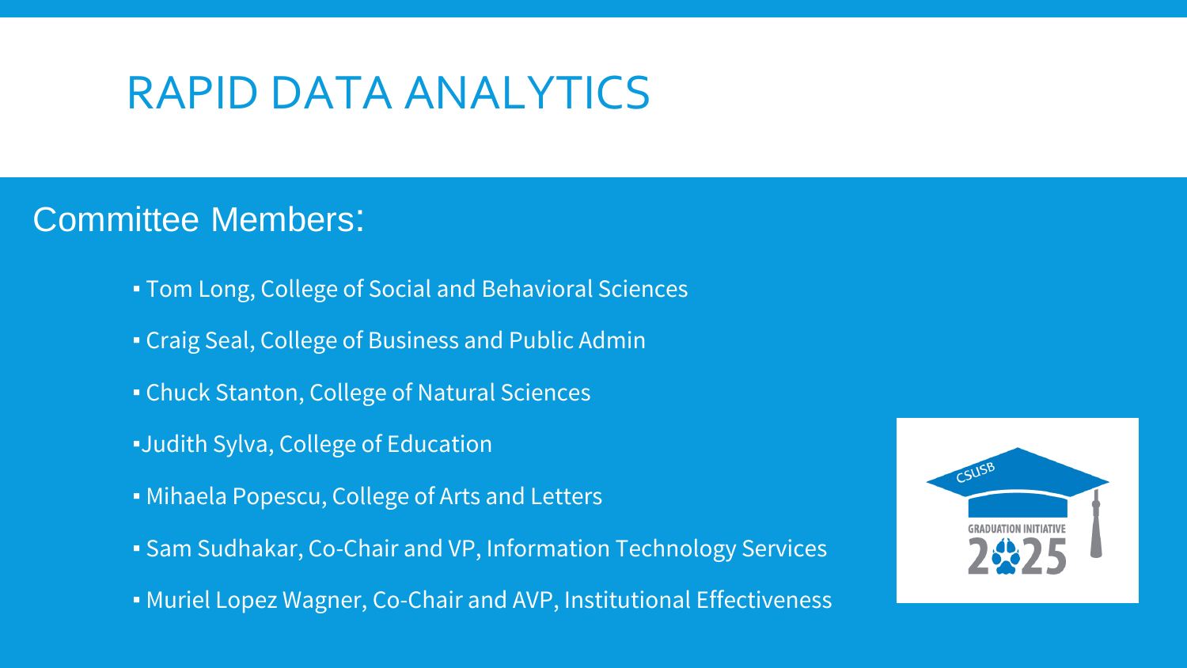# RAPID DATA ANALYTICS

## Committee Members:

- Tom Long, College of Social and Behavioral Sciences
- Craig Seal, College of Business and Public Admin
- Chuck Stanton, College of Natural Sciences
- Judith Sylva, College of Education
- Mihaela Popescu, College of Arts and Letters
- Sam Sudhakar, Co-Chair and VP, Information Technology Services
- Muriel Lopez Wagner, Co-Chair and AVP, Institutional Effectiveness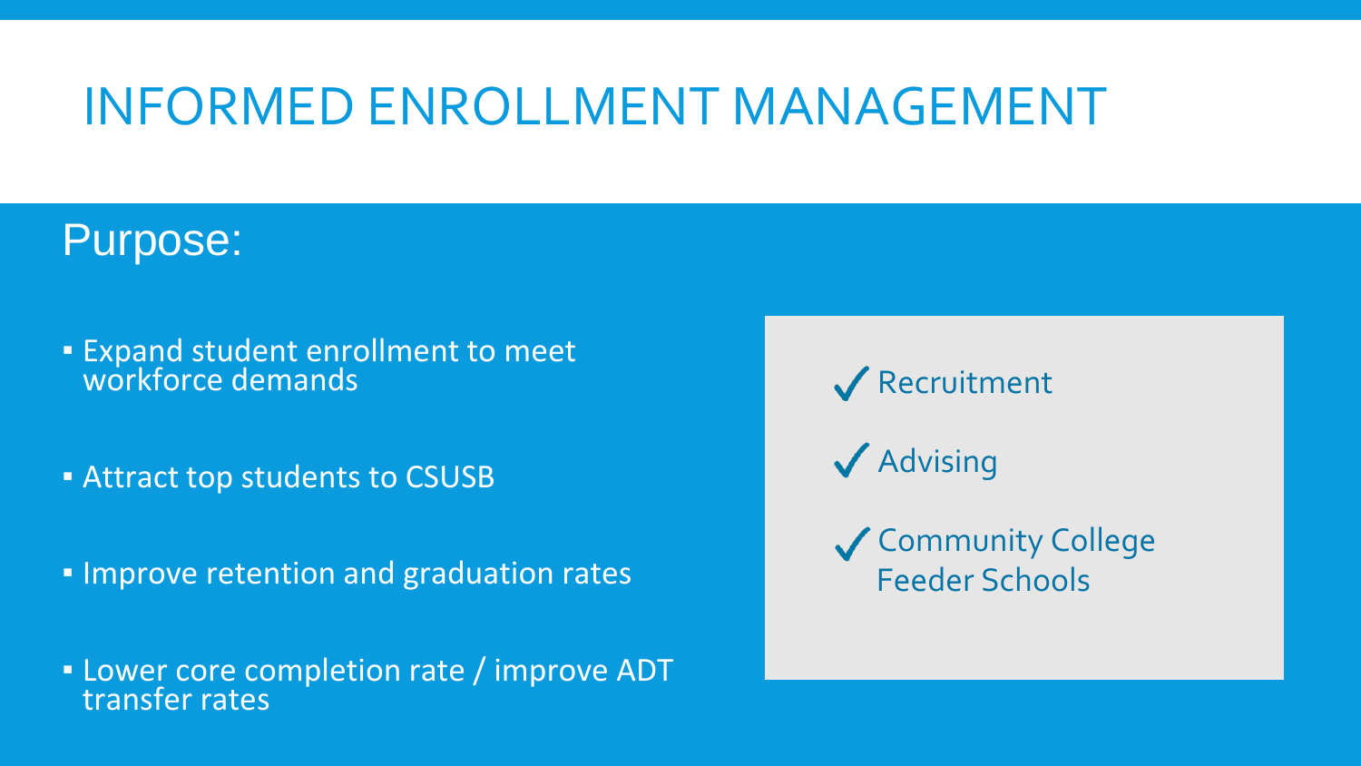# INFORMED ENROLLMENT MANAGEMENT

## Purpose:

- Expand student enrollment to meet workforce demands
- Attract top students to CSUSB
- Improve retention and graduation rates
- Lower core completion rate / improve ADT transfer rates

✓ Recruitment

✓ Advising

✓ Community College Feeder Schools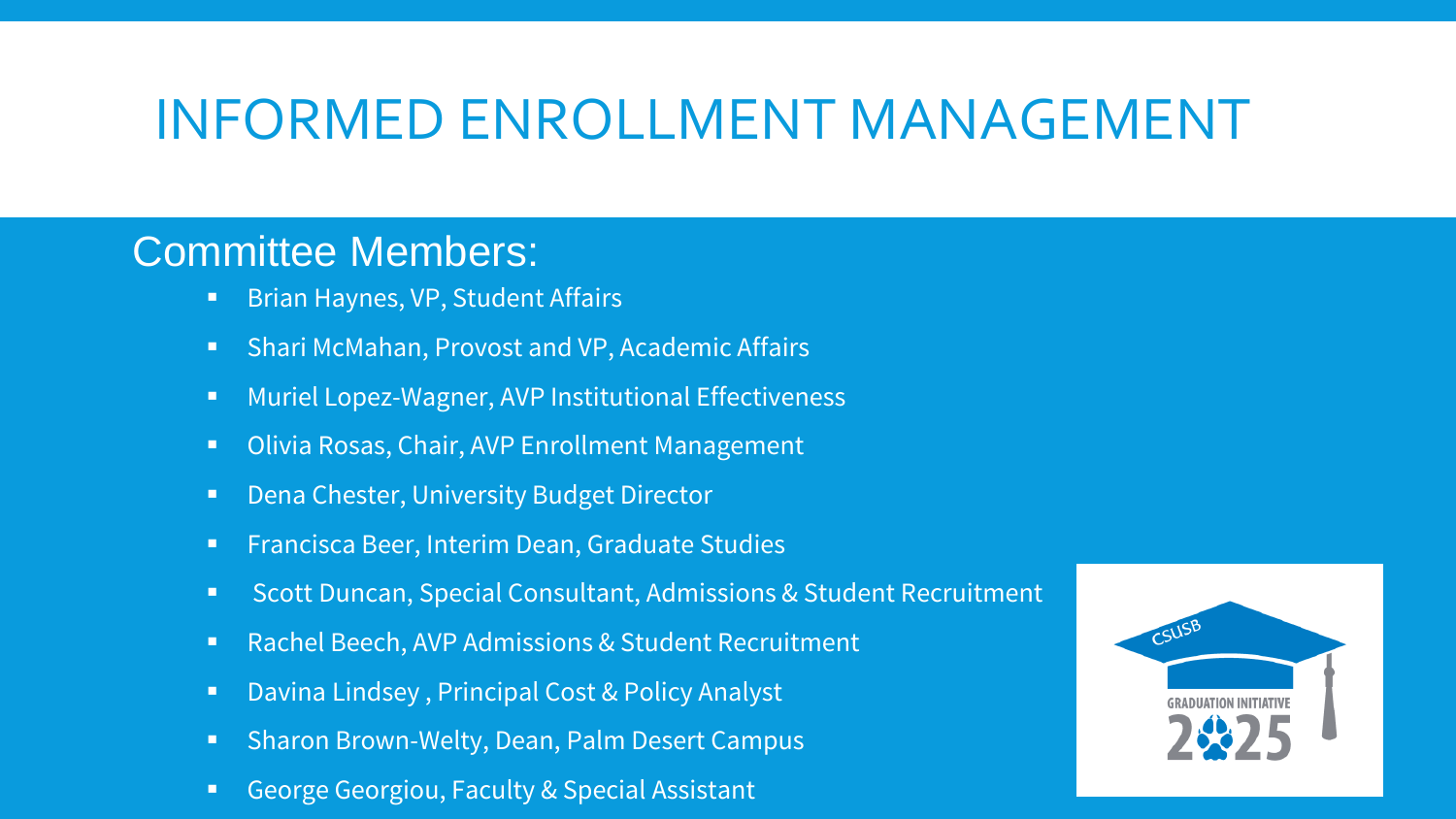# INFORMED ENROLLMENT MANAGEMENT

## Committee Members:

- Brian Haynes, VP, Student Affairs
- Shari McMahan, Provost and VP, Academic Affairs
- Muriel Lopez-Wagner, AVP Institutional Effectiveness
- Olivia Rosas, Chair, AVP Enrollment Management
- Dena Chester, University Budget Director
- Francisca Beer, Interim Dean, Graduate Studies
- Scott Duncan, Special Consultant, Admissions & Student Recruitment
- Rachel Beech, AVP Admissions & Student Recruitment
- Davina Lindsey , Principal Cost & Policy Analyst
- Sharon Brown-Welty, Dean, Palm Desert Campus
- George Georgiou, Faculty & Special Assistant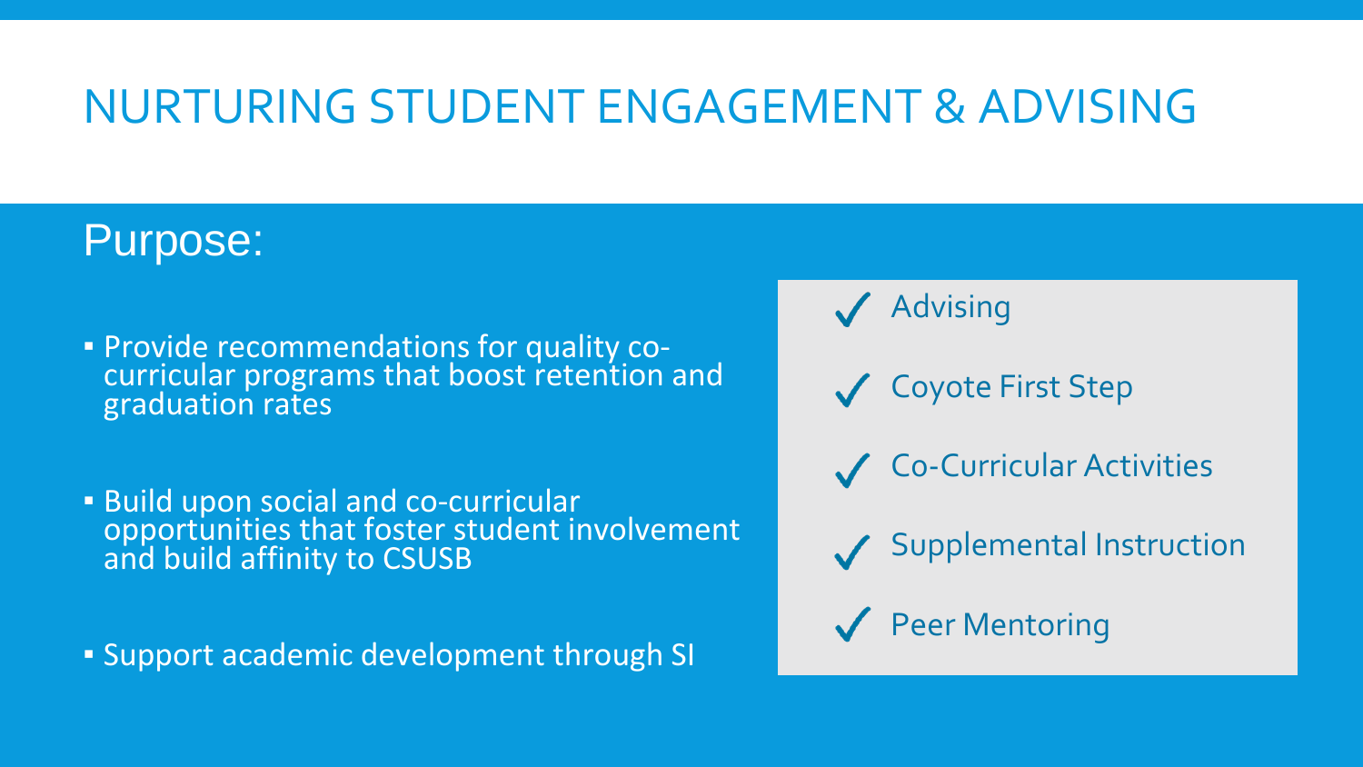# NURTURING STUDENT ENGAGEMENT & ADVISING

## Purpose:

- Provide recommendations for quality co-curricular programs that boost retention and graduation rates
- Build upon social and co-curricular opportunities that foster student involvement and build affinity to CSUSB
- Support academic development through SI

✓ Advising

✓ Coyote First Step

✓ Co-Curricular Activities

✓ Supplemental Instruction

✓ Peer Mentoring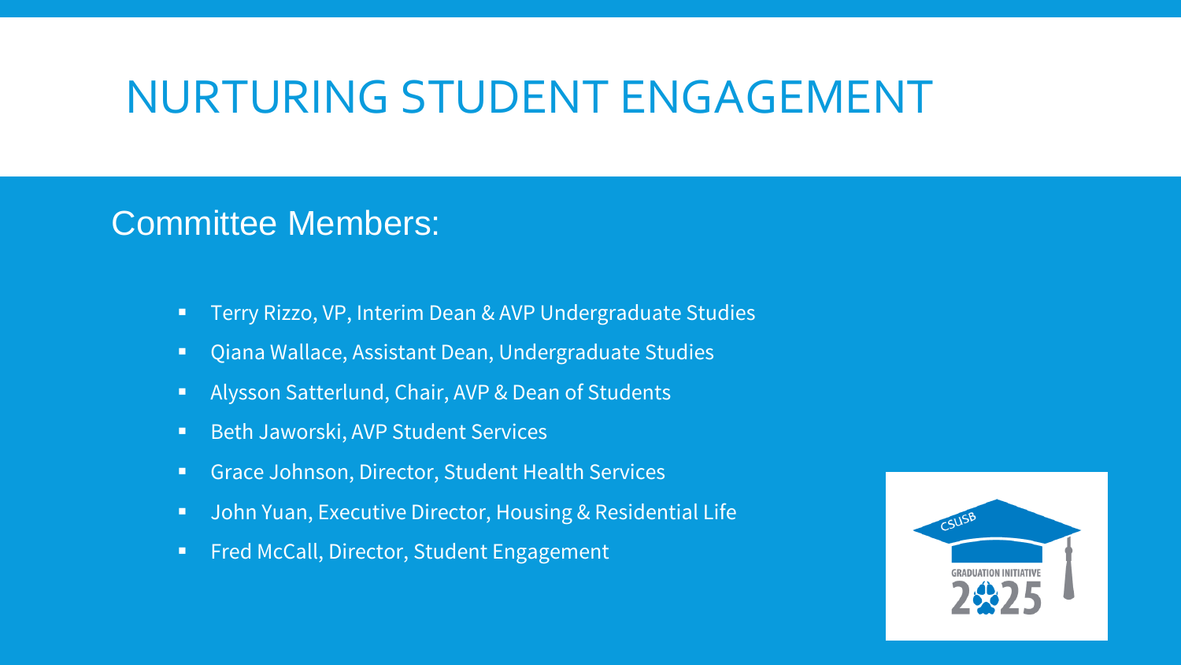# NURTURING STUDENT ENGAGEMENT

## Committee Members:

- Terry Rizzo, VP, Interim Dean & AVP Undergraduate Studies
- Qiana Wallace, Assistant Dean, Undergraduate Studies
- Alysson Satterlund, Chair, AVP & Dean of Students
- Beth Jaworski, AVP Student Services
- Grace Johnson, Director, Student Health Services
- John Yuan, Executive Director, Housing & Residential Life
- Fred McCall, Director, Student Engagement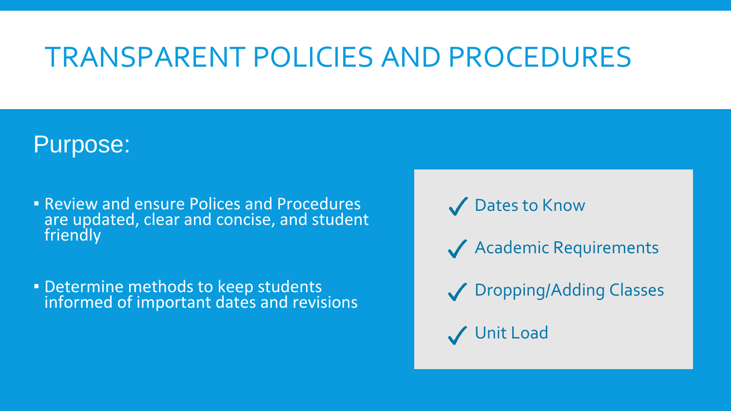# TRANSPARENT POLICIES AND PROCEDURES

## Purpose:

- Review and ensure Polices and Procedures are updated, clear and concise, and student friendly
- Determine methods to keep students informed of important dates and revisions

✓ Dates to Know

✓ Academic Requirements

✓ Dropping/Adding Classes

✓ Unit Load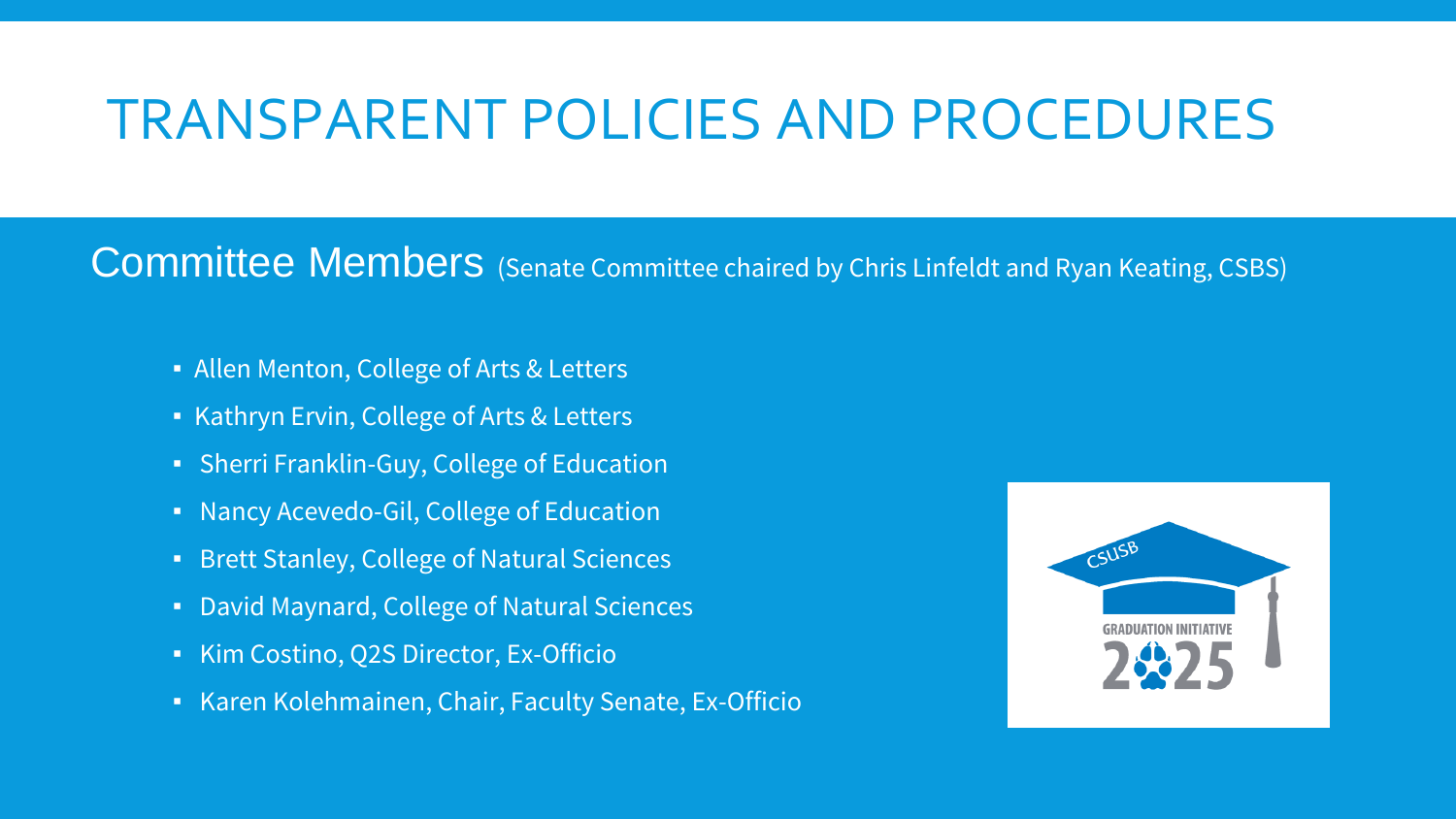# TRANSPARENT POLICIES AND PROCEDURES

## Committee Members (Senate Committee chaired by Chris Linfeldt and Ryan Keating, CSBS)

- Allen Menton, College of Arts & Letters
- Kathryn Ervin, College of Arts & Letters
- Sherri Franklin-Guy, College of Education
- Nancy Acevedo-Gil, College of Education
- Brett Stanley, College of Natural Sciences
- David Maynard, College of Natural Sciences
- Kim Costino, Q2S Director, Ex-Officio
- Karen Kolehmainen, Chair, Faculty Senate, Ex-Officio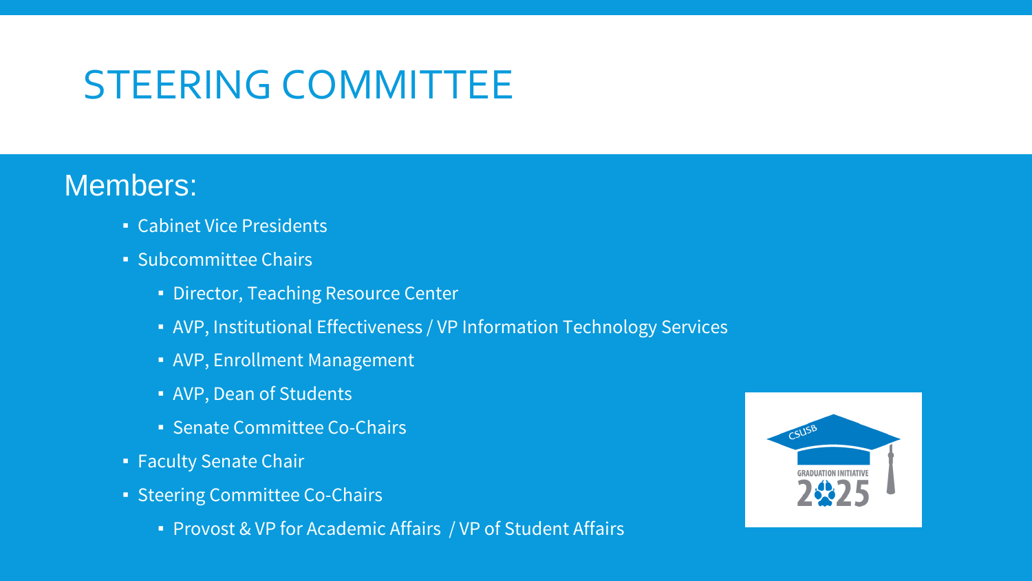# STEERING COMMITTEE

## Members:

- Cabinet Vice Presidents
- Subcommittee Chairs
  - Director, Teaching Resource Center
  - AVP, Institutional Effectiveness / VP Information Technology Services
  - AVP, Enrollment Management
  - AVP, Dean of Students
  - Senate Committee Co-Chairs
- Faculty Senate Chair
- Steering Committee Co-Chairs
  - Provost & VP for Academic Affairs / VP of Student Affairs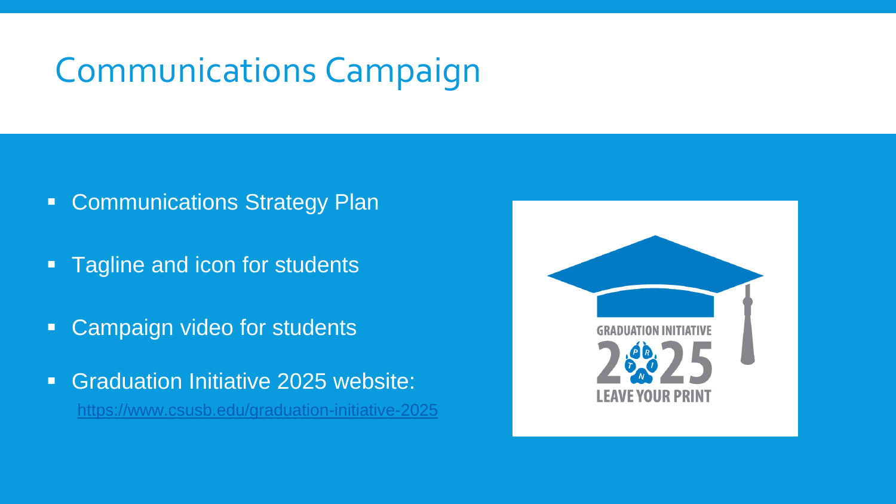# Communications Campaign

- Communications Strategy Plan
- Tagline and icon for students
- Campaign video for students
- Graduation Initiative 2025 website: https://www.csusb.edu/graduation-initiative-2025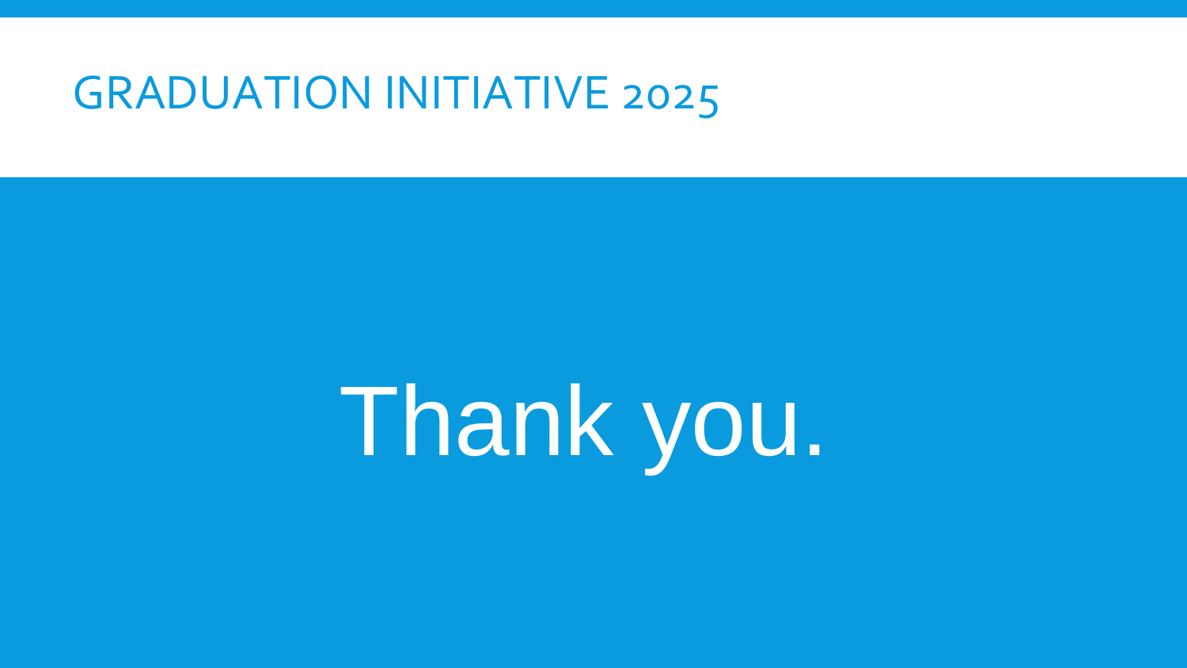# GRADUATION INITIATIVE 2025

Thank you.